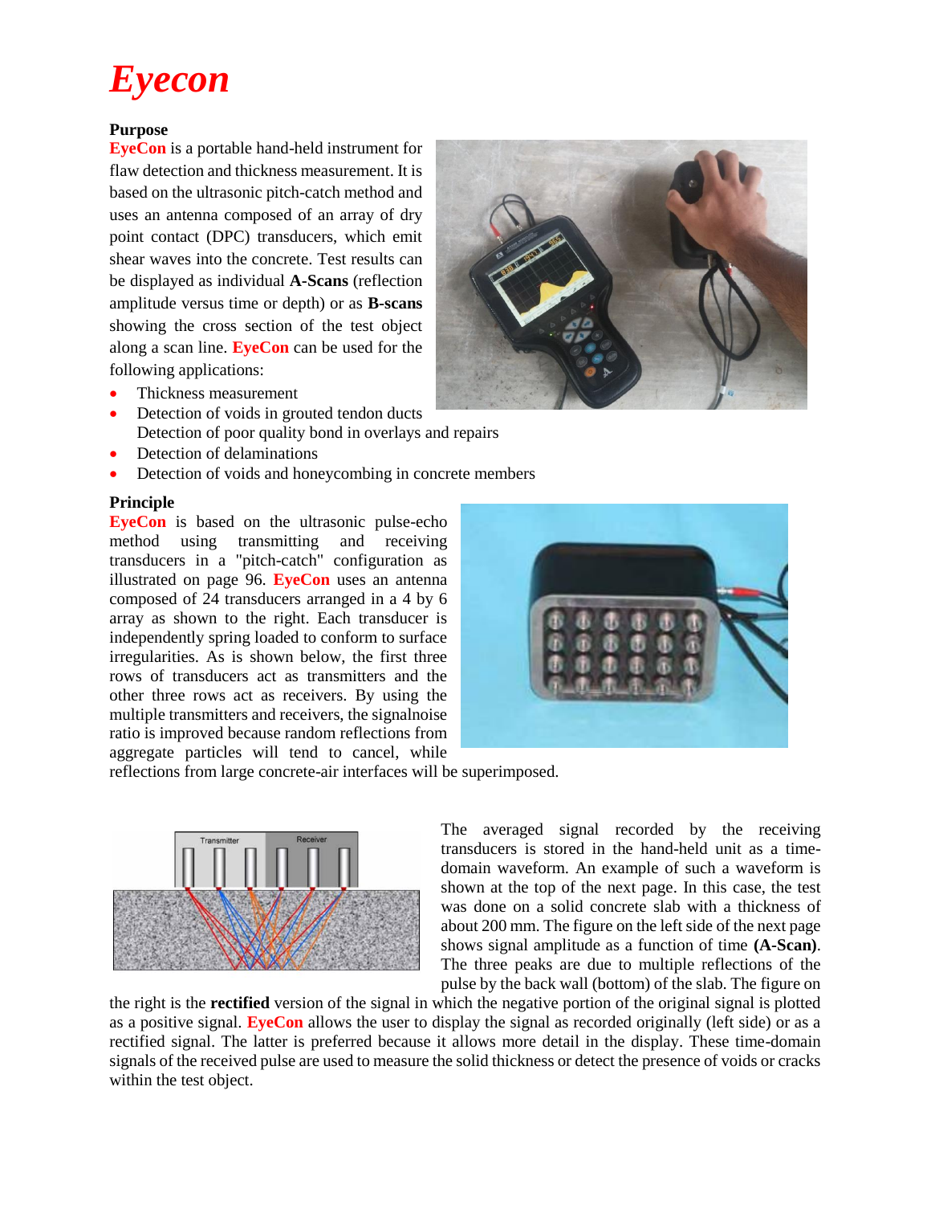# Eyecon

**Purpose**

**EyeCon** is a portable hand-held instrument for flaw detection and thickness measurement. It is based on the ultrasonic pitch-catch method and uses an antenna composed of an array of dry point contact (DPC) transducers, which emit shear waves into the concrete. Test results can be displayed as individual **A-Scans** (reflection amplitude versus time or depth) or as **B-scans** showing the cross section of the test object along a scan line. **EyeCon** can be used for the following applications:

- Thickness measurement
- Detection of voids in grouted tendon ducts
- Detection of poor quality bond in overlays and repairs
- Detection of delaminations
- Detection of voids and honeycombing in concrete members

**Principle**

**EyeCon** is based on the ultrasonic pulse-echo method using transmitting and receiving transducers in a "pitch-catch" configuration as illustrated on page 96. **EyeCon** uses an antenna composed of 24 transducers arranged in a 4 by 6 array as shown to the right. Each transducer is independently spring loaded to conform to surface irregularities. As is shown below, the first three rows of transducers act as transmitters and the other three rows act as receivers. By using the multiple transmitters and receivers, the signalnoise ratio is improved because random reflections from aggregate particles will tend to cancel, while reflections from large concrete-air interfaces will be superimposed.

The averaged signal recorded by the receiving transducers is stored in the hand-held unit as a time-domain waveform. An example of such a waveform is shown at the top of the next page. In this case, the test was done on a solid concrete slab with a thickness of about 200 mm. The figure on the left side of the next page shows signal amplitude as a function of time **(A-Scan)**. The three peaks are due to multiple reflections of the pulse by the back wall (bottom) of the slab. The figure on the right is the **rectified** version of the signal in which the negative portion of the original signal is plotted as a positive signal. **EyeCon** allows the user to display the signal as recorded originally (left side) or as a rectified signal. The latter is preferred because it allows more detail in the display. These time-domain signals of the received pulse are used to measure the solid thickness or detect the presence of voids or cracks within the test object.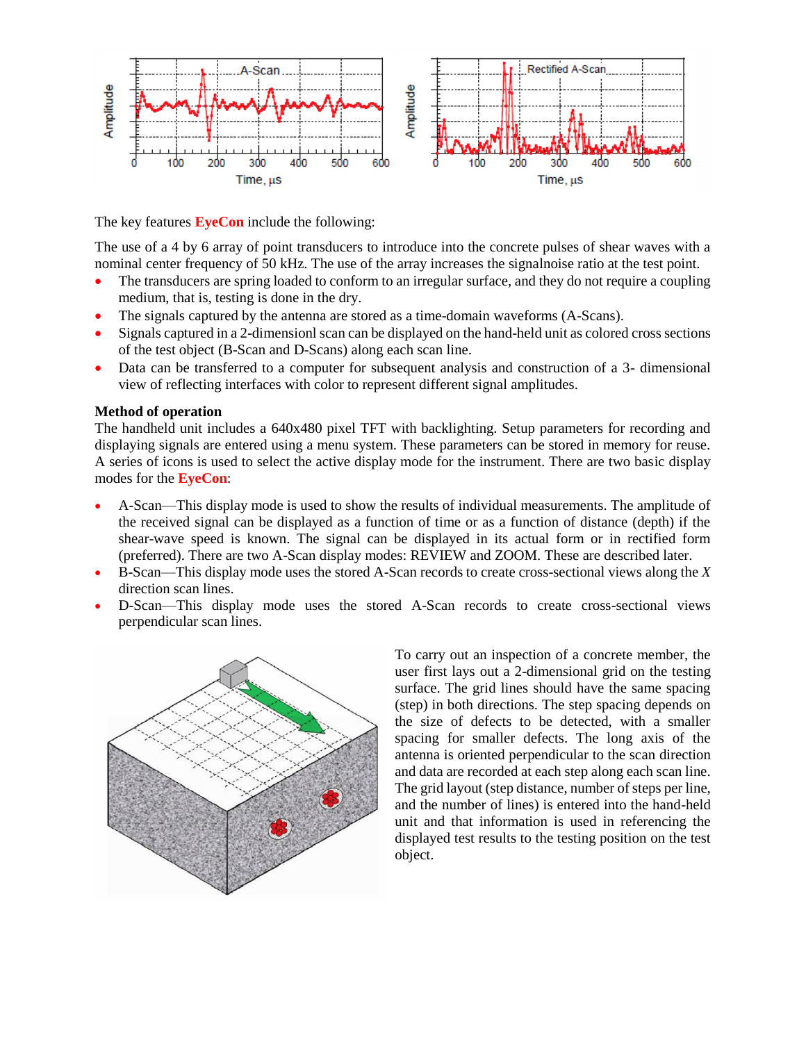The key features **EyeCon** include the following:

The use of a 4 by 6 array of point transducers to introduce into the concrete pulses of shear waves with a nominal center frequency of 50 kHz. The use of the array increases the signalnoise ratio at the test point.

- The transducers are spring loaded to conform to an irregular surface, and they do not require a coupling medium, that is, testing is done in the dry.
- The signals captured by the antenna are stored as a time-domain waveforms (A-Scans).
- Signals captured in a 2-dimensionl scan can be displayed on the hand-held unit as colored cross sections of the test object (B-Scan and D-Scans) along each scan line.
- Data can be transferred to a computer for subsequent analysis and construction of a 3- dimensional view of reflecting interfaces with color to represent different signal amplitudes.

**Method of operation**

The handheld unit includes a 640x480 pixel TFT with backlighting. Setup parameters for recording and displaying signals are entered using a menu system. These parameters can be stored in memory for reuse. A series of icons is used to select the active display mode for the instrument. There are two basic display modes for the **EyeCon**:

- A-Scan—This display mode is used to show the results of individual measurements. The amplitude of the received signal can be displayed as a function of time or as a function of distance (depth) if the shear-wave speed is known. The signal can be displayed in its actual form or in rectified form (preferred). There are two A-Scan display modes: REVIEW and ZOOM. These are described later.
- B-Scan—This display mode uses the stored A-Scan records to create cross-sectional views along the *X* direction scan lines.
- D-Scan—This display mode uses the stored A-Scan records to create cross-sectional views perpendicular scan lines.

To carry out an inspection of a concrete member, the user first lays out a 2-dimensional grid on the testing surface. The grid lines should have the same spacing (step) in both directions. The step spacing depends on the size of defects to be detected, with a smaller spacing for smaller defects. The long axis of the antenna is oriented perpendicular to the scan direction and data are recorded at each step along each scan line. The grid layout (step distance, number of steps per line, and the number of lines) is entered into the hand-held unit and that information is used in referencing the displayed test results to the testing position on the test object.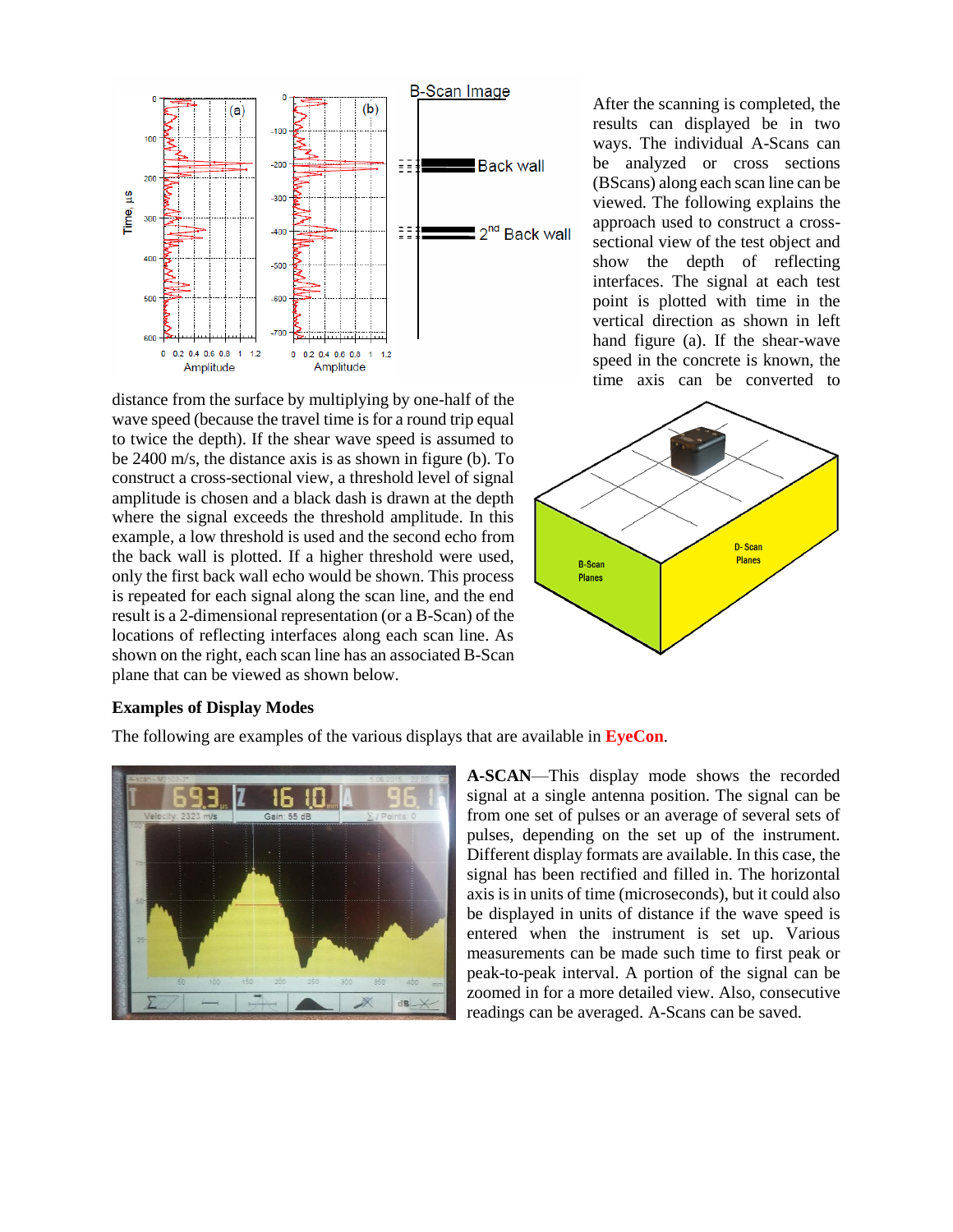After the scanning is completed, the results can displayed be in two ways. The individual A-Scans can be analyzed or cross sections (BScans) along each scan line can be viewed. The following explains the approach used to construct a cross-sectional view of the test object and show the depth of reflecting interfaces. The signal at each test point is plotted with time in the vertical direction as shown in left hand figure (a). If the shear-wave speed in the concrete is known, the time axis can be converted to distance from the surface by multiplying by one-half of the wave speed (because the travel time is for a round trip equal to twice the depth). If the shear wave speed is assumed to be 2400 m/s, the distance axis is as shown in figure (b). To construct a cross-sectional view, a threshold level of signal amplitude is chosen and a black dash is drawn at the depth where the signal exceeds the threshold amplitude. In this example, a low threshold is used and the second echo from the back wall is plotted. If a higher threshold were used, only the first back wall echo would be shown. This process is repeated for each signal along the scan line, and the end result is a 2-dimensional representation (or a B-Scan) of the locations of reflecting interfaces along each scan line. As shown on the right, each scan line has an associated B-Scan plane that can be viewed as shown below.

**Examples of Display Modes**

The following are examples of the various displays that are available in **EyeCon**.

**A-SCAN**—This display mode shows the recorded signal at a single antenna position. The signal can be from one set of pulses or an average of several sets of pulses, depending on the set up of the instrument. Different display formats are available. In this case, the signal has been rectified and filled in. The horizontal axis is in units of time (microseconds), but it could also be displayed in units of distance if the wave speed is entered when the instrument is set up. Various measurements can be made such time to first peak or peak-to-peak interval. A portion of the signal can be zoomed in for a more detailed view. Also, consecutive readings can be averaged. A-Scans can be saved.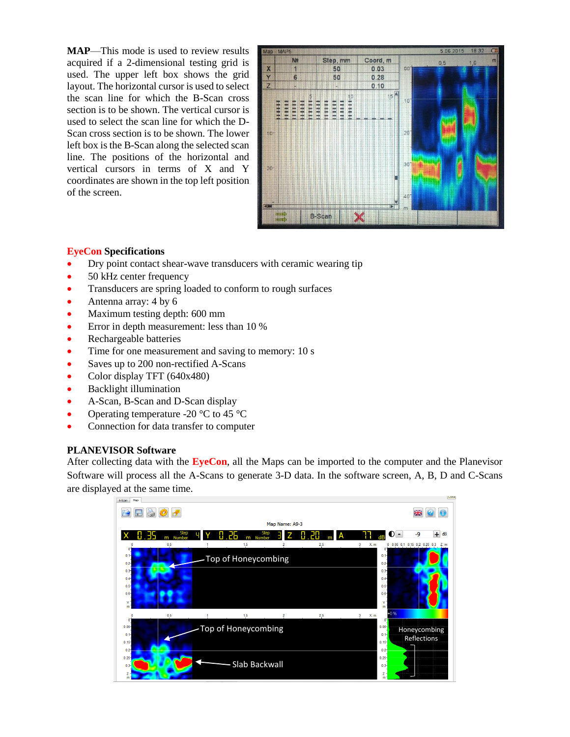**MAP**—This mode is used to review results acquired if a 2-dimensional testing grid is used. The upper left box shows the grid layout. The horizontal cursor is used to select the scan line for which the B-Scan cross section is to be shown. The vertical cursor is used to select the scan line for which the D-Scan cross section is to be shown. The lower left box is the B-Scan along the selected scan line. The positions of the horizontal and vertical cursors in terms of X and Y coordinates are shown in the top left position of the screen.

### EyeCon Specifications

- Dry point contact shear-wave transducers with ceramic wearing tip
- 50 kHz center frequency
- Transducers are spring loaded to conform to rough surfaces
- Antenna array: 4 by 6
- Maximum testing depth: 600 mm
- Error in depth measurement: less than 10 %
- Rechargeable batteries
- Time for one measurement and saving to memory: 10 s
- Saves up to 200 non-rectified A-Scans
- Color display TFT (640x480)
- Backlight illumination
- A-Scan, B-Scan and D-Scan display
- Operating temperature -20 °C to 45 °C
- Connection for data transfer to computer

### PLANEVISOR Software

After collecting data with the EyeCon, all the Maps can be imported to the computer and the Planevisor Software will process all the A-Scans to generate 3-D data. In the software screen, A, B, D and C-Scans are displayed at the same time.